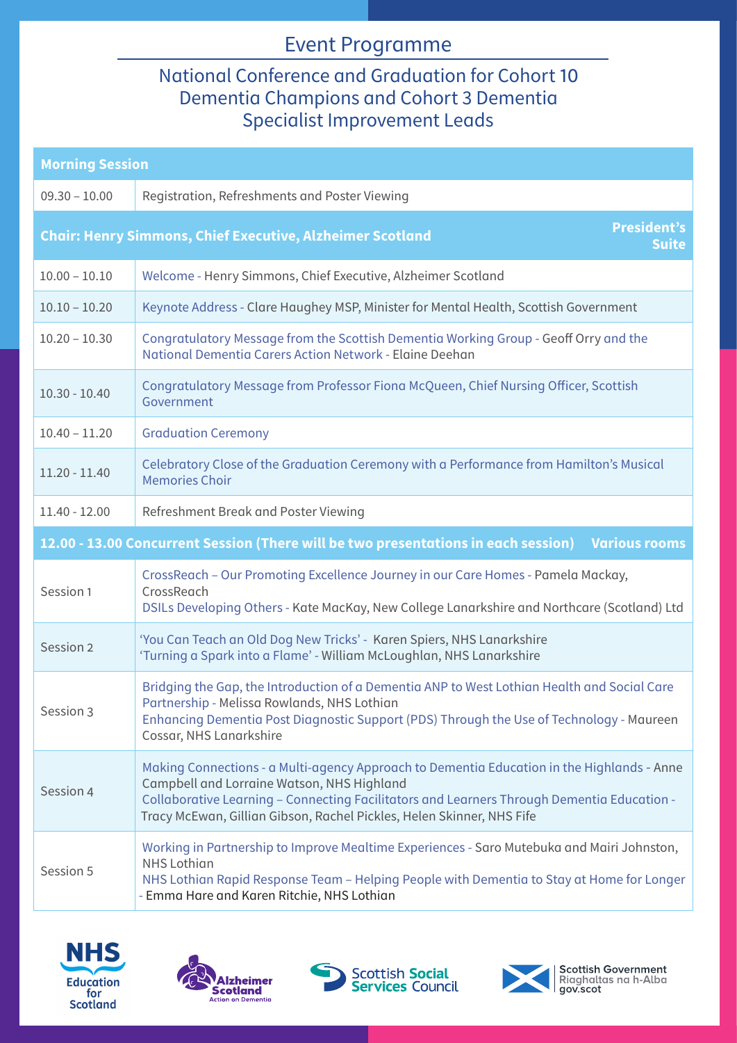# Event Programme

## National Conference and Graduation for Cohort 10 Dementia Champions and Cohort 3 Dementia Specialist Improvement Leads

| **Morning Session** | |
|---|---|
| 09.30 – 10.00 | Registration, Refreshments and Poster Viewing |
| **Chair: Henry Simmons, Chief Executive, Alzheimer Scotland** | **President's Suite** |
| 10.00 – 10.10 | Welcome - Henry Simmons, Chief Executive, Alzheimer Scotland |
| 10.10 – 10.20 | Keynote Address - Clare Haughey MSP, Minister for Mental Health, Scottish Government |
| 10.20 – 10.30 | Congratulatory Message from the Scottish Dementia Working Group - Geoff Orry and the National Dementia Carers Action Network - Elaine Deehan |
| 10.30 - 10.40 | Congratulatory Message from Professor Fiona McQueen, Chief Nursing Officer, Scottish Government |
| 10.40 – 11.20 | Graduation Ceremony |
| 11.20 - 11.40 | Celebratory Close of the Graduation Ceremony with a Performance from Hamilton's Musical Memories Choir |
| 11.40 - 12.00 | Refreshment Break and Poster Viewing |
| **12.00 - 13.00 Concurrent Session (There will be two presentations in each session)** | **Various rooms** |
| Session 1 | CrossReach – Our Promoting Excellence Journey in our Care Homes - Pamela Mackay, CrossReach<br>DSILs Developing Others - Kate MacKay, New College Lanarkshire and Northcare (Scotland) Ltd |
| Session 2 | 'You Can Teach an Old Dog New Tricks' - Karen Spiers, NHS Lanarkshire<br>'Turning a Spark into a Flame' - William McLoughlan, NHS Lanarkshire |
| Session 3 | Bridging the Gap, the Introduction of a Dementia ANP to West Lothian Health and Social Care Partnership - Melissa Rowlands, NHS Lothian<br>Enhancing Dementia Post Diagnostic Support (PDS) Through the Use of Technology - Maureen Cossar, NHS Lanarkshire |
| Session 4 | Making Connections - a Multi-agency Approach to Dementia Education in the Highlands - Anne Campbell and Lorraine Watson, NHS Highland<br>Collaborative Learning – Connecting Facilitators and Learners Through Dementia Education - Tracy McEwan, Gillian Gibson, Rachel Pickles, Helen Skinner, NHS Fife |
| Session 5 | Working in Partnership to Improve Mealtime Experiences - Saro Mutebuka and Mairi Johnston, NHS Lothian<br>NHS Lothian Rapid Response Team – Helping People with Dementia to Stay at Home for Longer - Emma Hare and Karen Ritchie, NHS Lothian |

NHS Education for Scotland | Alzheimer Scotland Action on Dementia | Scottish Social Services Council | Scottish Government Riaghaltas na h-Alba gov.scot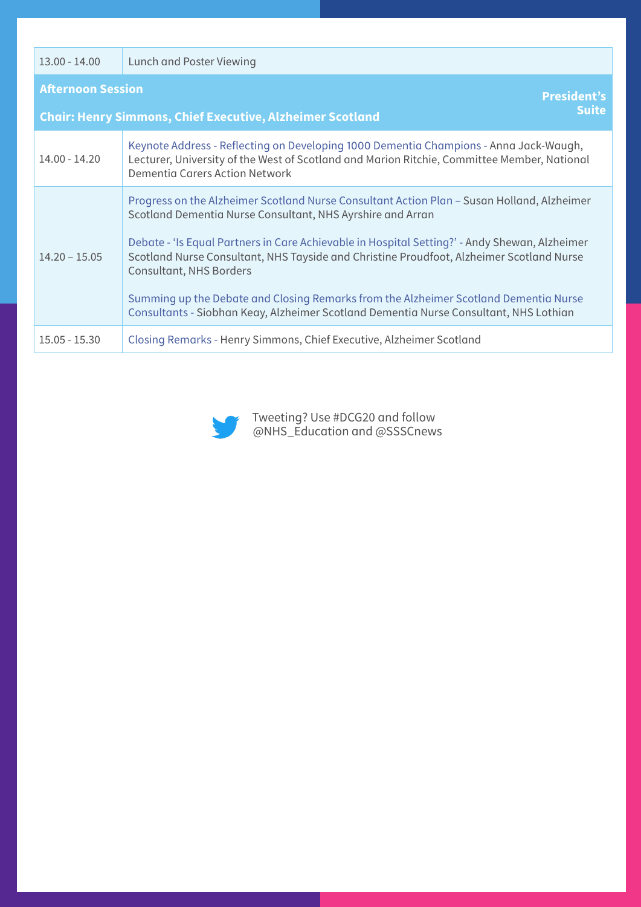| | |
|---|---|
| 13.00 - 14.00 | Lunch and Poster Viewing |
| **Afternoon Session** <br> **Chair: Henry Simmons, Chief Executive, Alzheimer Scotland** | **President's Suite** |
| 14.00 - 14.20 | Keynote Address - Reflecting on Developing 1000 Dementia Champions - Anna Jack-Waugh, Lecturer, University of the West of Scotland and Marion Ritchie, Committee Member, National Dementia Carers Action Network |
| 14.20 – 15.05 | Progress on the Alzheimer Scotland Nurse Consultant Action Plan – Susan Holland, Alzheimer Scotland Dementia Nurse Consultant, NHS Ayrshire and Arran <br><br> Debate - 'Is Equal Partners in Care Achievable in Hospital Setting?' - Andy Shewan, Alzheimer Scotland Nurse Consultant, NHS Tayside and Christine Proudfoot, Alzheimer Scotland Nurse Consultant, NHS Borders <br><br> Summing up the Debate and Closing Remarks from the Alzheimer Scotland Dementia Nurse Consultants - Siobhan Keay, Alzheimer Scotland Dementia Nurse Consultant, NHS Lothian |
| 15.05 - 15.30 | Closing Remarks - Henry Simmons, Chief Executive, Alzheimer Scotland |

Tweeting? Use #DCG20 and follow @NHS_Education and @SSSCnews